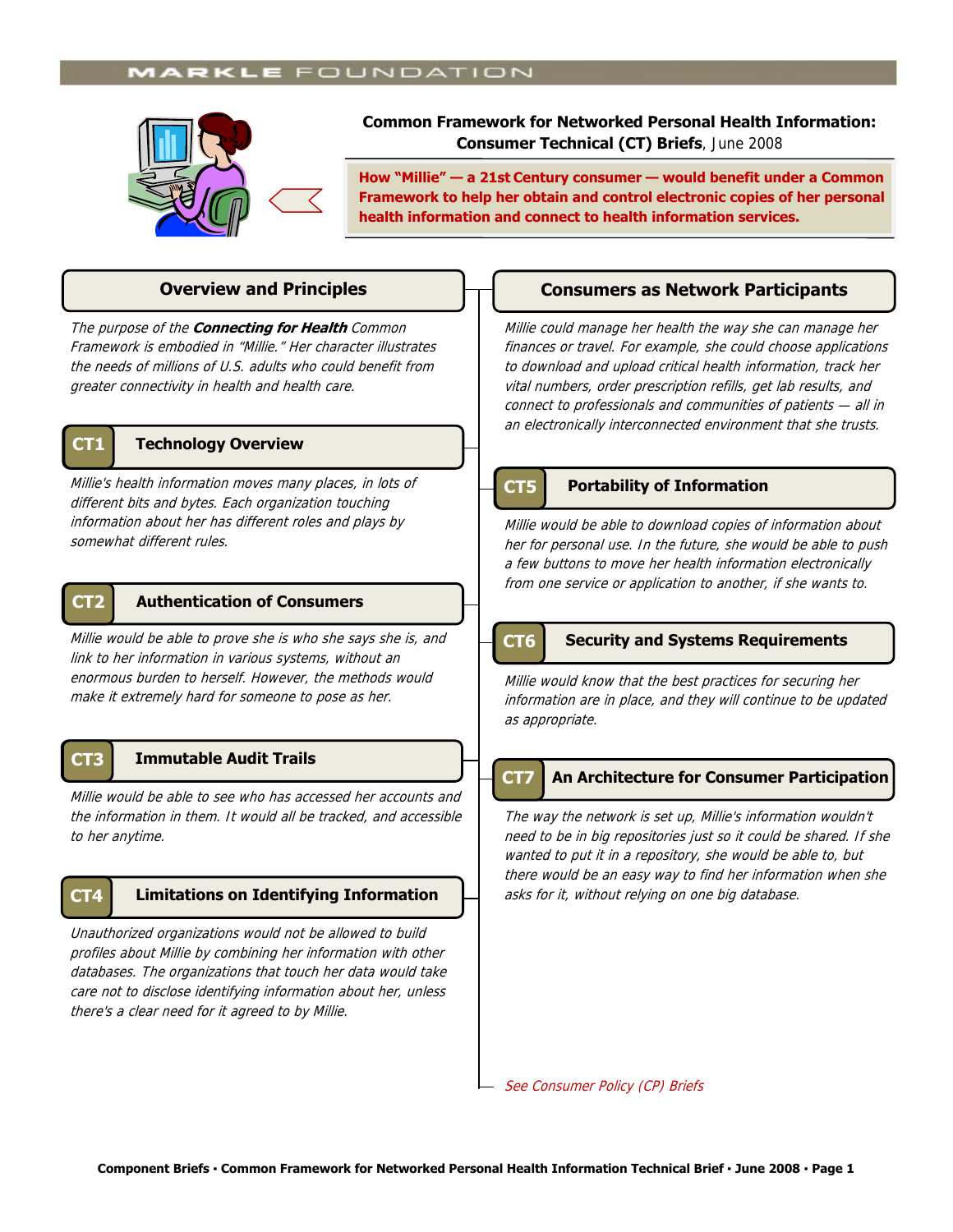MARKLE FOUNDATION

# Common Framework for Networked Personal Health Information: Consumer Technical (CT) Briefs, June 2008

**How "Millie" — a 21st Century consumer — would benefit under a Common Framework to help her obtain and control electronic copies of her personal health information and connect to health information services.**

## Overview and Principles

*The purpose of the **Connecting for Health** Common Framework is embodied in "Millie." Her character illustrates the needs of millions of U.S. adults who could benefit from greater connectivity in health and health care.*

## CT1 Technology Overview

*Millie's health information moves many places, in lots of different bits and bytes. Each organization touching information about her has different roles and plays by somewhat different rules.*

## CT2 Authentication of Consumers

*Millie would be able to prove she is who she says she is, and link to her information in various systems, without an enormous burden to herself. However, the methods would make it extremely hard for someone to pose as her.*

## CT3 Immutable Audit Trails

*Millie would be able to see who has accessed her accounts and the information in them. It would all be tracked, and accessible to her anytime.*

## CT4 Limitations on Identifying Information

*Unauthorized organizations would not be allowed to build profiles about Millie by combining her information with other databases. The organizations that touch her data would take care not to disclose identifying information about her, unless there's a clear need for it agreed to by Millie.*

## Consumers as Network Participants

*Millie could manage her health the way she can manage her finances or travel. For example, she could choose applications to download and upload critical health information, track her vital numbers, order prescription refills, get lab results, and connect to professionals and communities of patients — all in an electronically interconnected environment that she trusts.*

## CT5 Portability of Information

*Millie would be able to download copies of information about her for personal use. In the future, she would be able to push a few buttons to move her health information electronically from one service or application to another, if she wants to.*

## CT6 Security and Systems Requirements

*Millie would know that the best practices for securing her information are in place, and they will continue to be updated as appropriate.*

## CT7 An Architecture for Consumer Participation

*The way the network is set up, Millie's information wouldn't need to be in big repositories just so it could be shared. If she wanted to put it in a repository, she would be able to, but there would be an easy way to find her information when she asks for it, without relying on one big database.*

*See Consumer Policy (CP) Briefs*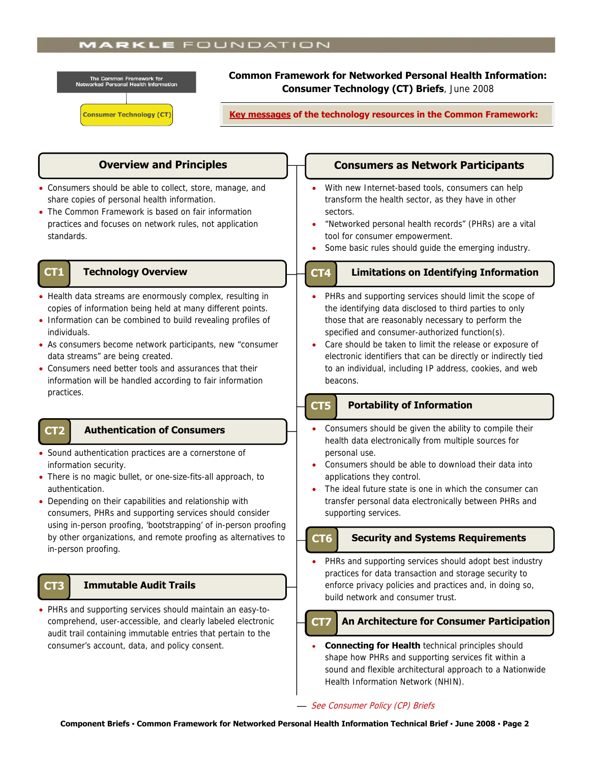The Common Framework for Networked Personal Health Information

Consumer Technology (CT)

# Common Framework for Networked Personal Health Information: Consumer Technology (CT) Briefs, June 2008

**Key messages of the technology resources in the Common Framework:**

## Overview and Principles

- Consumers should be able to collect, store, manage, and share copies of personal health information.
- The Common Framework is based on fair information practices and focuses on network rules, not application standards.

## CT1 Technology Overview

- Health data streams are enormously complex, resulting in copies of information being held at many different points.
- Information can be combined to build revealing profiles of individuals.
- As consumers become network participants, new "consumer data streams" are being created.
- Consumers need better tools and assurances that their information will be handled according to fair information practices.

## CT2 Authentication of Consumers

- Sound authentication practices are a cornerstone of information security.
- There is no magic bullet, or one-size-fits-all approach, to authentication.
- Depending on their capabilities and relationship with consumers, PHRs and supporting services should consider using in-person proofing, 'bootstrapping' of in-person proofing by other organizations, and remote proofing as alternatives to in-person proofing.

## CT3 Immutable Audit Trails

- PHRs and supporting services should maintain an easy-to-comprehend, user-accessible, and clearly labeled electronic audit trail containing immutable entries that pertain to the consumer's account, data, and policy consent.

## Consumers as Network Participants

- With new Internet-based tools, consumers can help transform the health sector, as they have in other sectors.
- "Networked personal health records" (PHRs) are a vital tool for consumer empowerment.
- Some basic rules should guide the emerging industry.

## CT4 Limitations on Identifying Information

- PHRs and supporting services should limit the scope of the identifying data disclosed to third parties to only those that are reasonably necessary to perform the specified and consumer-authorized function(s).
- Care should be taken to limit the release or exposure of electronic identifiers that can be directly or indirectly tied to an individual, including IP address, cookies, and web beacons.

## CT5 Portability of Information

- Consumers should be given the ability to compile their health data electronically from multiple sources for personal use.
- Consumers should be able to download their data into applications they control.
- The ideal future state is one in which the consumer can transfer personal data electronically between PHRs and supporting services.

## CT6 Security and Systems Requirements

- PHRs and supporting services should adopt best industry practices for data transaction and storage security to enforce privacy policies and practices and, in doing so, build network and consumer trust.

## CT7 An Architecture for Consumer Participation

- **Connecting for Health** technical principles should shape how PHRs and supporting services fit within a sound and flexible architectural approach to a Nationwide Health Information Network (NHIN).

— *See Consumer Policy (CP) Briefs*